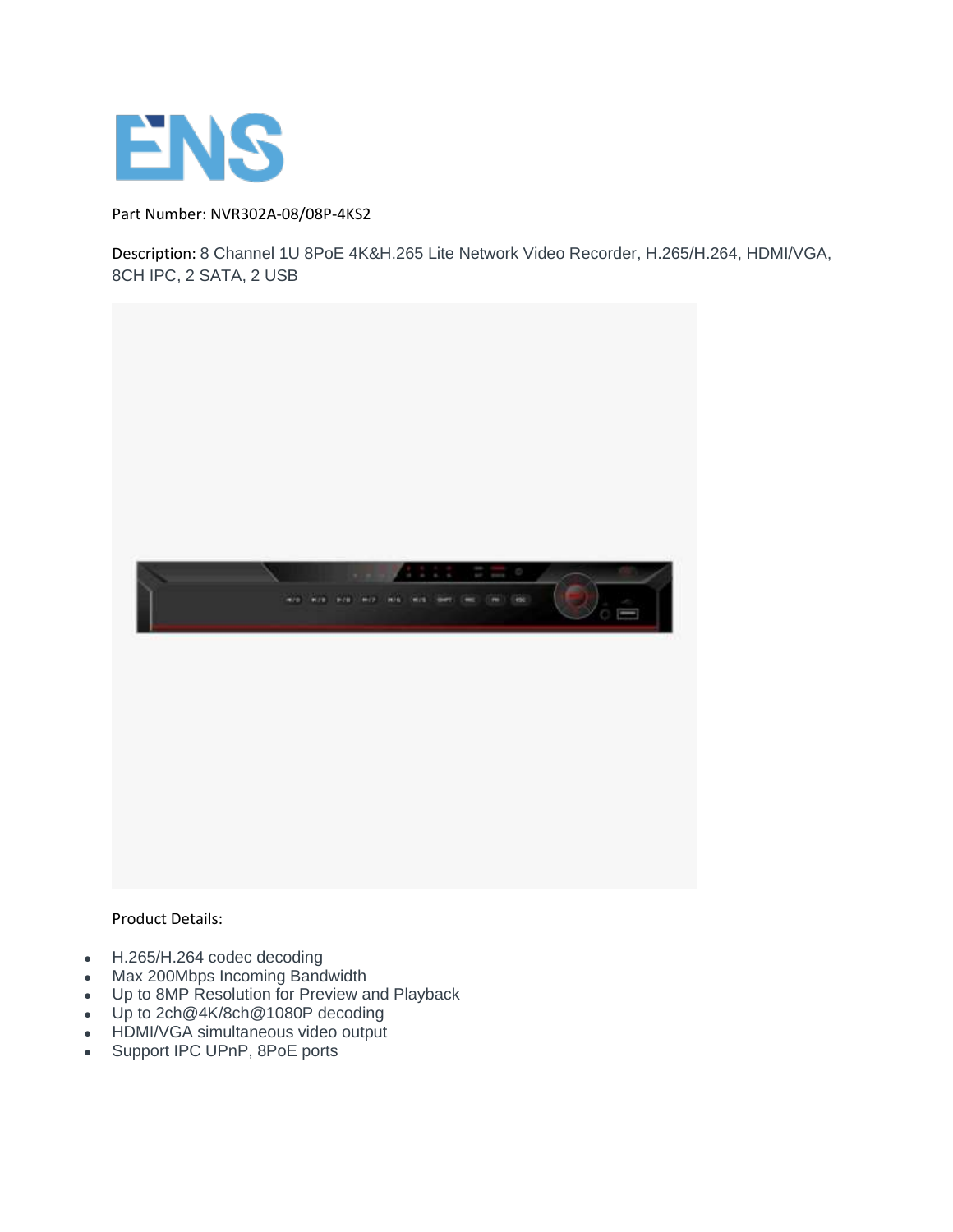ENS

Part Number: NVR302A-08/08P-4KS2

Description: 8 Channel 1U 8PoE 4K&H.265 Lite Network Video Recorder, H.265/H.264, HDMI/VGA, 8CH IPC, 2 SATA, 2 USB

Product Details:

- H.265/H.264 codec decoding
- Max 200Mbps Incoming Bandwidth
- Up to 8MP Resolution for Preview and Playback
- Up to 2ch@4K/8ch@1080P decoding
- HDMI/VGA simultaneous video output
- Support IPC UPnP, 8PoE ports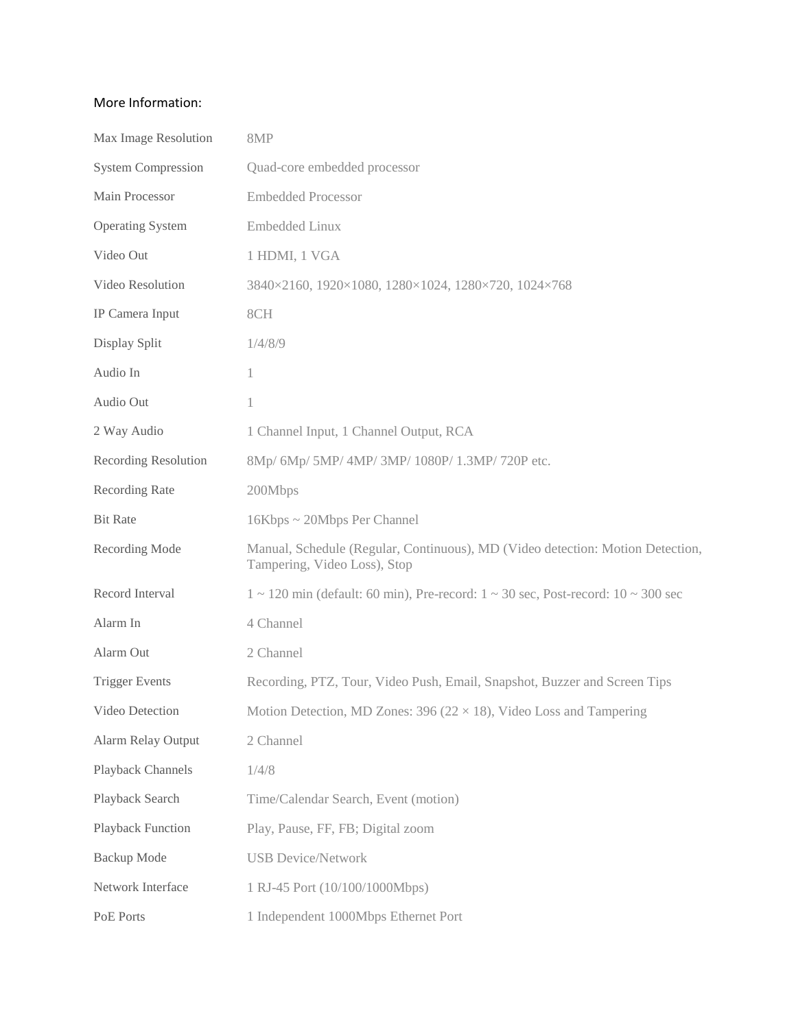More Information:

| | |
|---|---|
| Max Image Resolution | 8MP |
| System Compression | Quad-core embedded processor |
| Main Processor | Embedded Processor |
| Operating System | Embedded Linux |
| Video Out | 1 HDMI, 1 VGA |
| Video Resolution | 3840×2160, 1920×1080, 1280×1024, 1280×720, 1024×768 |
| IP Camera Input | 8CH |
| Display Split | 1/4/8/9 |
| Audio In | 1 |
| Audio Out | 1 |
| 2 Way Audio | 1 Channel Input, 1 Channel Output, RCA |
| Recording Resolution | 8Mp/ 6Mp/ 5MP/ 4MP/ 3MP/ 1080P/ 1.3MP/ 720P etc. |
| Recording Rate | 200Mbps |
| Bit Rate | 16Kbps ~ 20Mbps Per Channel |
| Recording Mode | Manual, Schedule (Regular, Continuous), MD (Video detection: Motion Detection, Tampering, Video Loss), Stop |
| Record Interval | 1 ~ 120 min (default: 60 min), Pre-record: 1 ~ 30 sec, Post-record: 10 ~ 300 sec |
| Alarm In | 4 Channel |
| Alarm Out | 2 Channel |
| Trigger Events | Recording, PTZ, Tour, Video Push, Email, Snapshot, Buzzer and Screen Tips |
| Video Detection | Motion Detection, MD Zones: 396 (22 × 18), Video Loss and Tampering |
| Alarm Relay Output | 2 Channel |
| Playback Channels | 1/4/8 |
| Playback Search | Time/Calendar Search, Event (motion) |
| Playback Function | Play, Pause, FF, FB; Digital zoom |
| Backup Mode | USB Device/Network |
| Network Interface | 1 RJ-45 Port (10/100/1000Mbps) |
| PoE Ports | 1 Independent 1000Mbps Ethernet Port |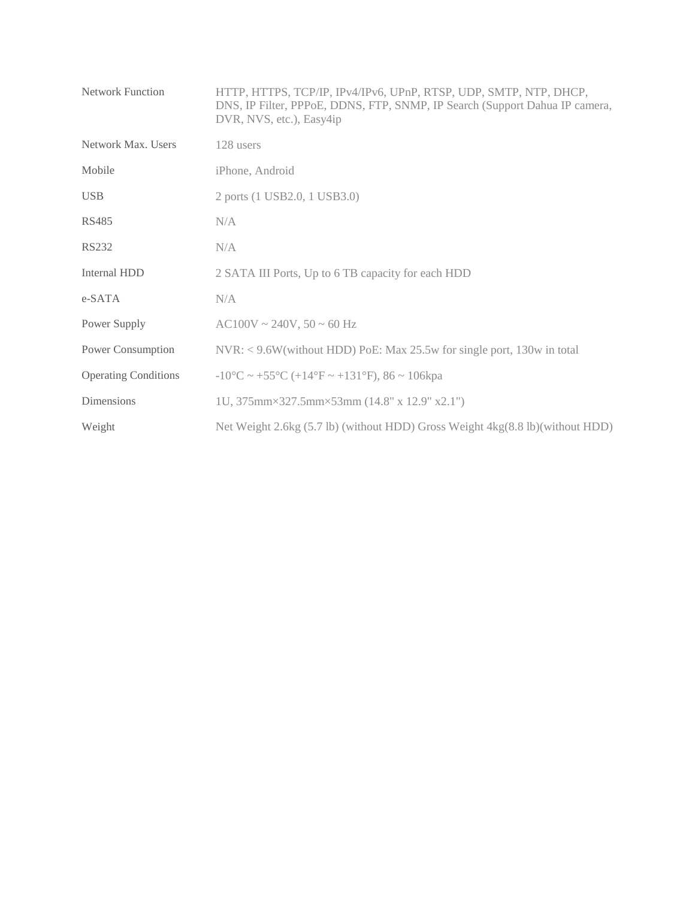| | |
|---|---|
| Network Function | HTTP, HTTPS, TCP/IP, IPv4/IPv6, UPnP, RTSP, UDP, SMTP, NTP, DHCP, DNS, IP Filter, PPPoE, DDNS, FTP, SNMP, IP Search (Support Dahua IP camera, DVR, NVS, etc.), Easy4ip |
| Network Max. Users | 128 users |
| Mobile | iPhone, Android |
| USB | 2 ports (1 USB2.0, 1 USB3.0) |
| RS485 | N/A |
| RS232 | N/A |
| Internal HDD | 2 SATA III Ports, Up to 6 TB capacity for each HDD |
| e-SATA | N/A |
| Power Supply | AC100V ~ 240V, 50 ~ 60 Hz |
| Power Consumption | NVR: < 9.6W(without HDD) PoE: Max 25.5w for single port, 130w in total |
| Operating Conditions | -10°C ~ +55°C (+14°F ~ +131°F), 86 ~ 106kpa |
| Dimensions | 1U, 375mm×327.5mm×53mm (14.8" x 12.9" x2.1") |
| Weight | Net Weight 2.6kg (5.7 lb) (without HDD) Gross Weight 4kg(8.8 lb)(without HDD) |